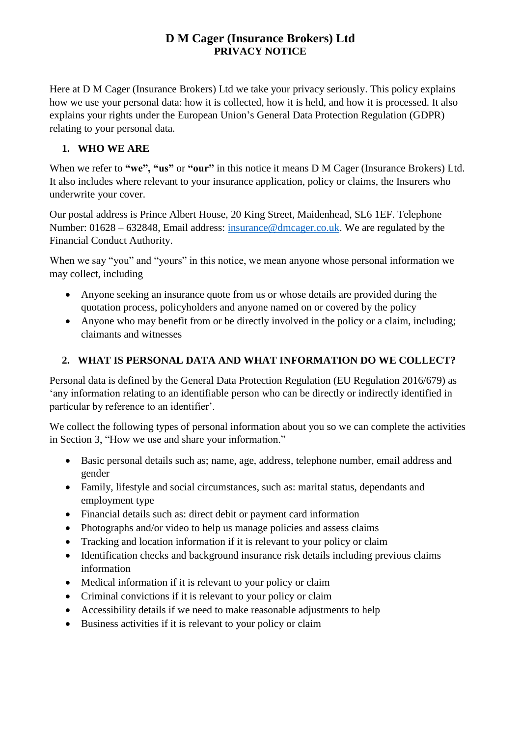# D M Cager (Insurance Brokers) Ltd
## PRIVACY NOTICE

Here at D M Cager (Insurance Brokers) Ltd we take your privacy seriously. This policy explains how we use your personal data: how it is collected, how it is held, and how it is processed. It also explains your rights under the European Union's General Data Protection Regulation (GDPR) relating to your personal data.

### 1. WHO WE ARE

When we refer to **"we", "us"** or **"our"** in this notice it means D M Cager (Insurance Brokers) Ltd. It also includes where relevant to your insurance application, policy or claims, the Insurers who underwrite your cover.

Our postal address is Prince Albert House, 20 King Street, Maidenhead, SL6 1EF. Telephone Number: 01628 – 632848, Email address: insurance@dmcager.co.uk. We are regulated by the Financial Conduct Authority.

When we say "you" and "yours" in this notice, we mean anyone whose personal information we may collect, including

- Anyone seeking an insurance quote from us or whose details are provided during the quotation process, policyholders and anyone named on or covered by the policy
- Anyone who may benefit from or be directly involved in the policy or a claim, including; claimants and witnesses

### 2. WHAT IS PERSONAL DATA AND WHAT INFORMATION DO WE COLLECT?

Personal data is defined by the General Data Protection Regulation (EU Regulation 2016/679) as 'any information relating to an identifiable person who can be directly or indirectly identified in particular by reference to an identifier'.

We collect the following types of personal information about you so we can complete the activities in Section 3, "How we use and share your information."

- Basic personal details such as; name, age, address, telephone number, email address and gender
- Family, lifestyle and social circumstances, such as: marital status, dependants and employment type
- Financial details such as: direct debit or payment card information
- Photographs and/or video to help us manage policies and assess claims
- Tracking and location information if it is relevant to your policy or claim
- Identification checks and background insurance risk details including previous claims information
- Medical information if it is relevant to your policy or claim
- Criminal convictions if it is relevant to your policy or claim
- Accessibility details if we need to make reasonable adjustments to help
- Business activities if it is relevant to your policy or claim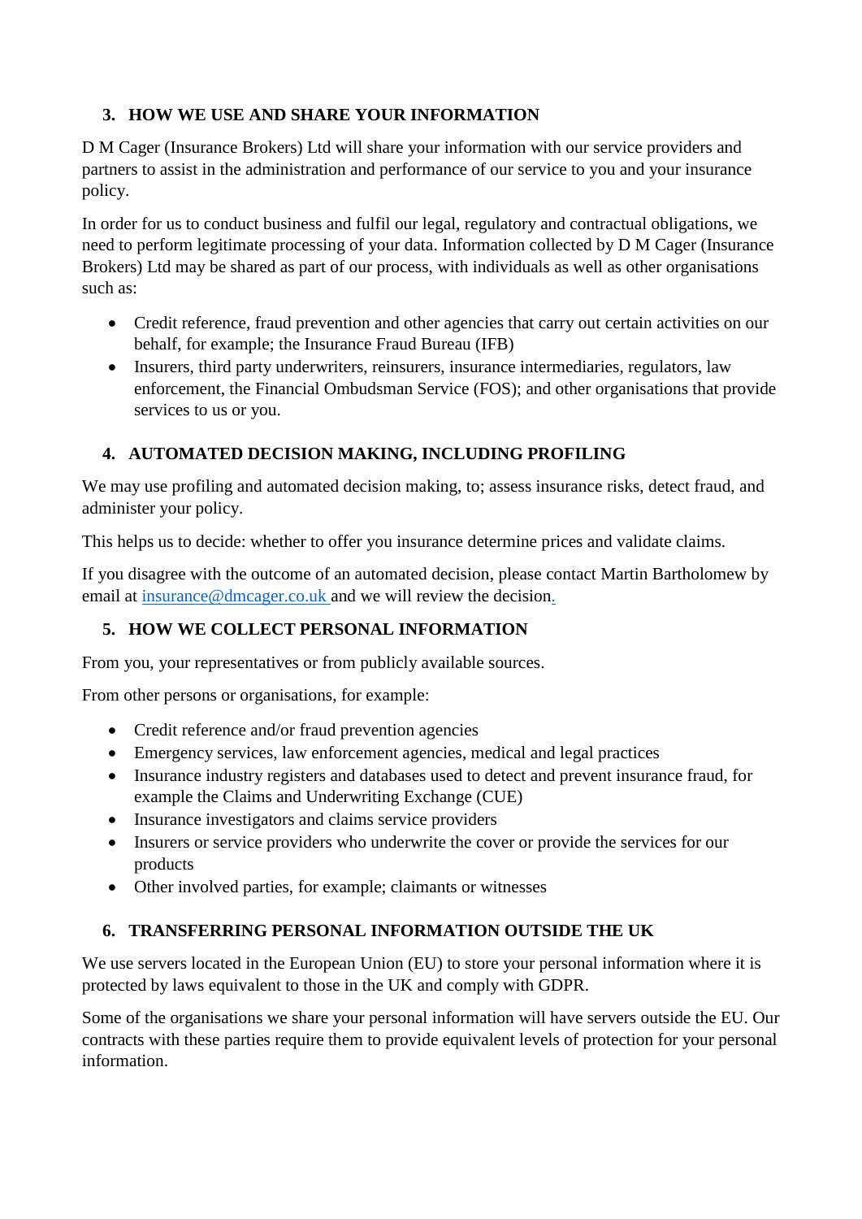## 3. HOW WE USE AND SHARE YOUR INFORMATION

D M Cager (Insurance Brokers) Ltd will share your information with our service providers and partners to assist in the administration and performance of our service to you and your insurance policy.

In order for us to conduct business and fulfil our legal, regulatory and contractual obligations, we need to perform legitimate processing of your data. Information collected by D M Cager (Insurance Brokers) Ltd may be shared as part of our process, with individuals as well as other organisations such as:

- Credit reference, fraud prevention and other agencies that carry out certain activities on our behalf, for example; the Insurance Fraud Bureau (IFB)
- Insurers, third party underwriters, reinsurers, insurance intermediaries, regulators, law enforcement, the Financial Ombudsman Service (FOS); and other organisations that provide services to us or you.

## 4. AUTOMATED DECISION MAKING, INCLUDING PROFILING

We may use profiling and automated decision making, to; assess insurance risks, detect fraud, and administer your policy.

This helps us to decide: whether to offer you insurance determine prices and validate claims.

If you disagree with the outcome of an automated decision, please contact Martin Bartholomew by email at insurance@dmcager.co.uk and we will review the decision.

## 5. HOW WE COLLECT PERSONAL INFORMATION

From you, your representatives or from publicly available sources.

From other persons or organisations, for example:

- Credit reference and/or fraud prevention agencies
- Emergency services, law enforcement agencies, medical and legal practices
- Insurance industry registers and databases used to detect and prevent insurance fraud, for example the Claims and Underwriting Exchange (CUE)
- Insurance investigators and claims service providers
- Insurers or service providers who underwrite the cover or provide the services for our products
- Other involved parties, for example; claimants or witnesses

## 6. TRANSFERRING PERSONAL INFORMATION OUTSIDE THE UK

We use servers located in the European Union (EU) to store your personal information where it is protected by laws equivalent to those in the UK and comply with GDPR.

Some of the organisations we share your personal information will have servers outside the EU. Our contracts with these parties require them to provide equivalent levels of protection for your personal information.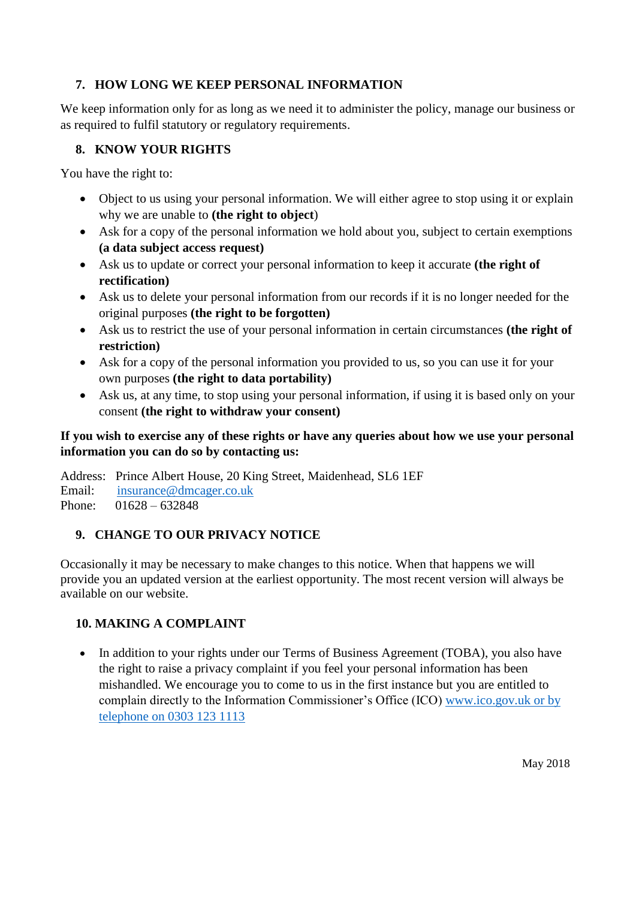## 7. HOW LONG WE KEEP PERSONAL INFORMATION

We keep information only for as long as we need it to administer the policy, manage our business or as required to fulfil statutory or regulatory requirements.

## 8. KNOW YOUR RIGHTS

You have the right to:

- Object to us using your personal information. We will either agree to stop using it or explain why we are unable to **(the right to object)**
- Ask for a copy of the personal information we hold about you, subject to certain exemptions **(a data subject access request)**
- Ask us to update or correct your personal information to keep it accurate **(the right of rectification)**
- Ask us to delete your personal information from our records if it is no longer needed for the original purposes **(the right to be forgotten)**
- Ask us to restrict the use of your personal information in certain circumstances **(the right of restriction)**
- Ask for a copy of the personal information you provided to us, so you can use it for your own purposes **(the right to data portability)**
- Ask us, at any time, to stop using your personal information, if using it is based only on your consent **(the right to withdraw your consent)**

**If you wish to exercise any of these rights or have any queries about how we use your personal information you can do so by contacting us:**

Address: Prince Albert House, 20 King Street, Maidenhead, SL6 1EF
Email: insurance@dmcager.co.uk
Phone: 01628 – 632848

## 9. CHANGE TO OUR PRIVACY NOTICE

Occasionally it may be necessary to make changes to this notice. When that happens we will provide you an updated version at the earliest opportunity. The most recent version will always be available on our website.

## 10. MAKING A COMPLAINT

- In addition to your rights under our Terms of Business Agreement (TOBA), you also have the right to raise a privacy complaint if you feel your personal information has been mishandled. We encourage you to come to us in the first instance but you are entitled to complain directly to the Information Commissioner's Office (ICO) www.ico.gov.uk or by telephone on 0303 123 1113

May 2018